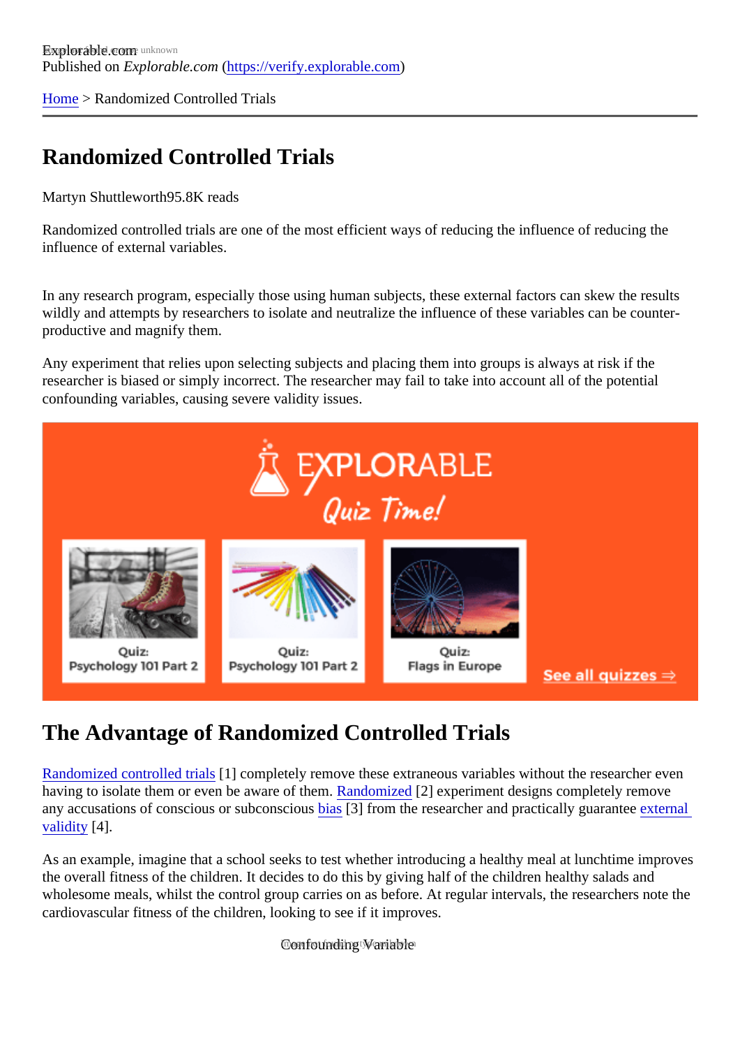Published on *Explorable.com* (https://verify.explorable.com)

Home > Randomized Controlled Trials

# Randomized Controlled Trials

Martyn Shuttleworth95.8K reads

Randomized controlled trials are one of the most efficient ways of reducing the influence of reducing the influence of external variables.

In any research program, especially those using human subjects, these external factors can skew the results wildly and attempts by researchers to isolate and neutralize the influence of these variables can be counter-productive and magnify them.

Any experiment that relies upon selecting subjects and placing them into groups is always at risk if the researcher is biased or simply incorrect. The researcher may fail to take into account all of the potential confounding variables, causing severe validity issues.

## The Advantage of Randomized Controlled Trials

Randomized controlled trials [1] completely remove these extraneous variables without the researcher even having to isolate them or even be aware of them. Randomized [2] experiment designs completely remove any accusations of conscious or subconscious bias [3] from the researcher and practically guarantee external validity [4].

As an example, imagine that a school seeks to test whether introducing a healthy meal at lunchtime improves the overall fitness of the children. It decides to do this by giving half of the children healthy salads and wholesome meals, whilst the control group carries on as before. At regular intervals, the researchers note the cardiovascular fitness of the children, looking to see if it improves.

Confounding Variable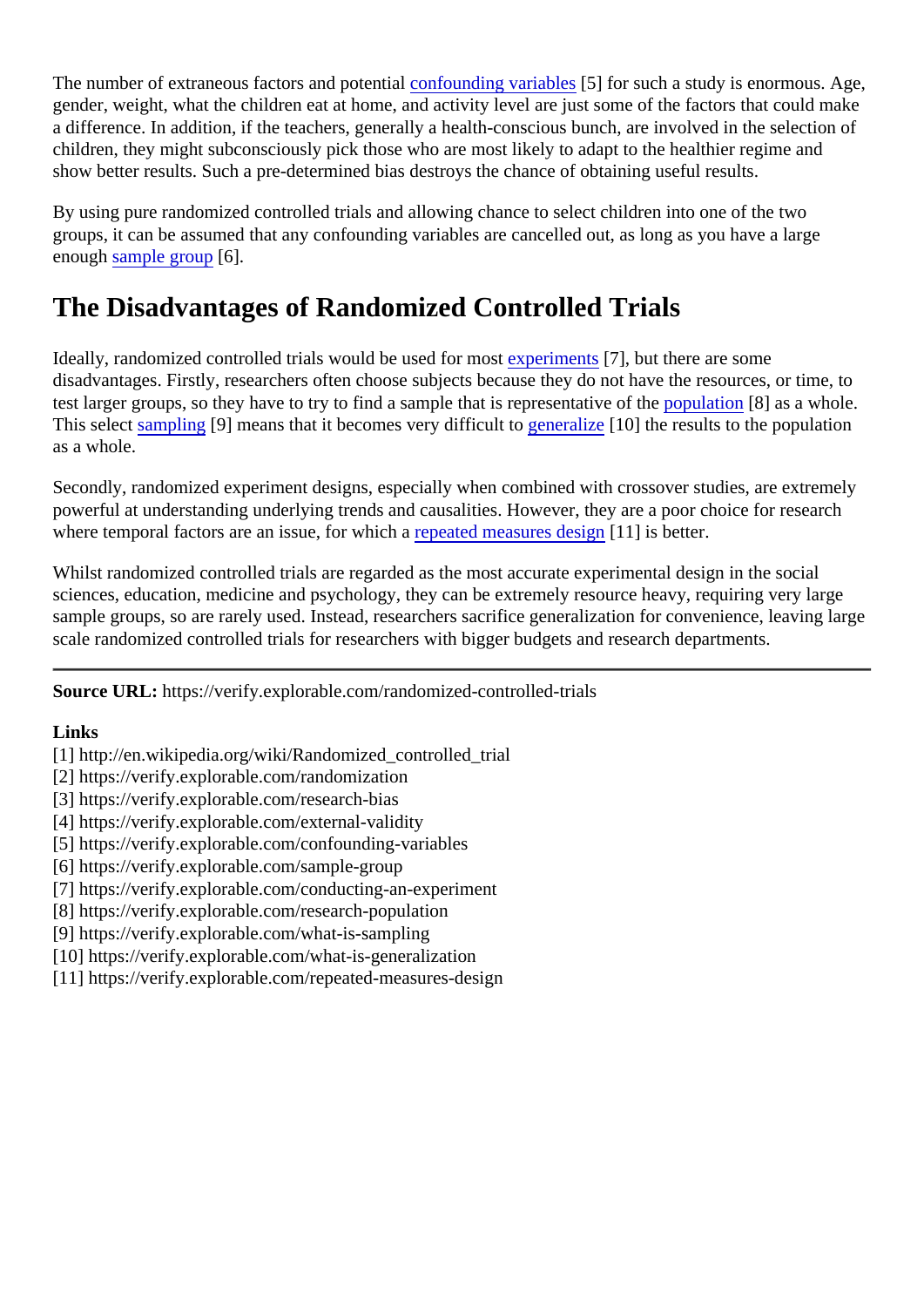The number of extraneous factors and potential confounding variables [5] for such a study is enormous. Age, gender, weight, what the children eat at home, and activity level are just some of the factors that could make a difference. In addition, if the teachers, generally a health-conscious bunch, are involved in the selection of children, they might subconsciously pick those who are most likely to adapt to the healthier regime and show better results. Such a pre-determined bias destroys the chance of obtaining useful results.

By using pure randomized controlled trials and allowing chance to select children into one of the two groups, it can be assumed that any confounding variables are cancelled out, as long as you have a large enough sample group [6].

## The Disadvantages of Randomized Controlled Trials

Ideally, randomized controlled trials would be used for most experiments [7], but there are some disadvantages. Firstly, researchers often choose subjects because they do not have the resources, or time, to test larger groups, so they have to try to find a sample that is representative of the population [8] as a whole. This select sampling [9] means that it becomes very difficult to generalize [10] the results to the population as a whole.

Secondly, randomized experiment designs, especially when combined with crossover studies, are extremely powerful at understanding underlying trends and causalities. However, they are a poor choice for research where temporal factors are an issue, for which a repeated measures design [11] is better.

Whilst randomized controlled trials are regarded as the most accurate experimental design in the social sciences, education, medicine and psychology, they can be extremely resource heavy, requiring very large sample groups, so are rarely used. Instead, researchers sacrifice generalization for convenience, leaving large scale randomized controlled trials for researchers with bigger budgets and research departments.

---

**Source URL:** https://verify.explorable.com/randomized-controlled-trials

**Links**
[1] http://en.wikipedia.org/wiki/Randomized_controlled_trial
[2] https://verify.explorable.com/randomization
[3] https://verify.explorable.com/research-bias
[4] https://verify.explorable.com/external-validity
[5] https://verify.explorable.com/confounding-variables
[6] https://verify.explorable.com/sample-group
[7] https://verify.explorable.com/conducting-an-experiment
[8] https://verify.explorable.com/research-population
[9] https://verify.explorable.com/what-is-sampling
[10] https://verify.explorable.com/what-is-generalization
[11] https://verify.explorable.com/repeated-measures-design